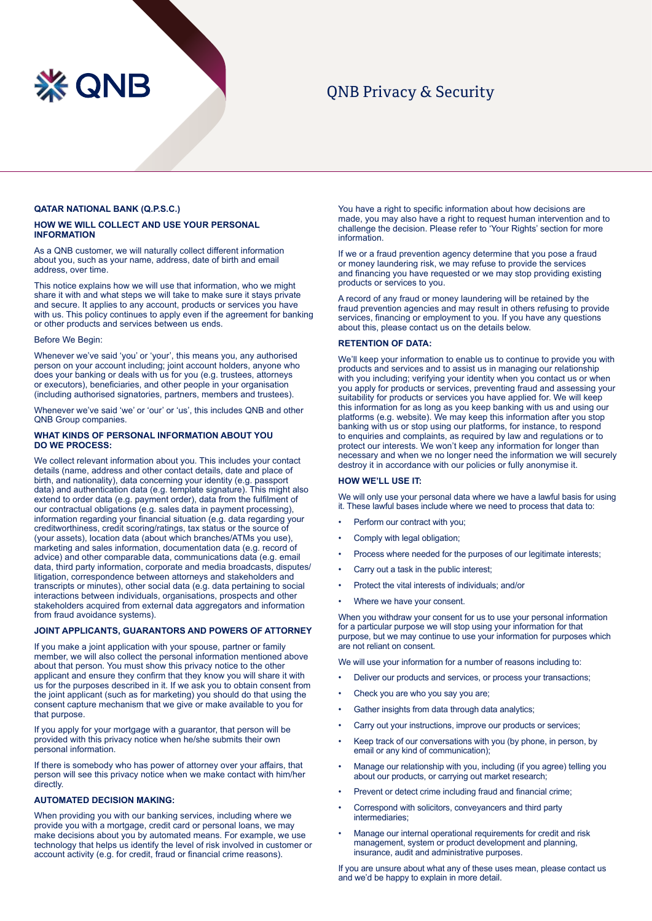# QNB Privacy & Security

**QATAR NATIONAL BANK (Q.P.S.C.)**

## HOW WE WILL COLLECT AND USE YOUR PERSONAL INFORMATION

As a QNB customer, we will naturally collect different information about you, such as your name, address, date of birth and email address, over time.

This notice explains how we will use that information, who we might share it with and what steps we will take to make sure it stays private and secure. It applies to any account, products or services you have with us. This policy continues to apply even if the agreement for banking or other products and services between us ends.

Before We Begin:

Whenever we've said 'you' or 'your', this means you, any authorised person on your account including; joint account holders, anyone who does your banking or deals with us for you (e.g. trustees, attorneys or executors), beneficiaries, and other people in your organisation (including authorised signatories, partners, members and trustees).

Whenever we've said 'we' or 'our' or 'us', this includes QNB and other QNB Group companies.

## WHAT KINDS OF PERSONAL INFORMATION ABOUT YOU DO WE PROCESS:

We collect relevant information about you. This includes your contact details (name, address and other contact details, date and place of birth, and nationality), data concerning your identity (e.g. passport data) and authentication data (e.g. template signature). This might also extend to order data (e.g. payment order), data from the fulfilment of our contractual obligations (e.g. sales data in payment processing), information regarding your financial situation (e.g. data regarding your creditworthiness, credit scoring/ratings, tax status or the source of (your assets), location data (about which branches/ATMs you use), marketing and sales information, documentation data (e.g. record of advice) and other comparable data, communications data (e.g. email data, third party information, corporate and media broadcasts, disputes/ litigation, correspondence between attorneys and stakeholders and transcripts or minutes), other social data (e.g. data pertaining to social interactions between individuals, organisations, prospects and other stakeholders acquired from external data aggregators and information from fraud avoidance systems).

## JOINT APPLICANTS, GUARANTORS AND POWERS OF ATTORNEY

If you make a joint application with your spouse, partner or family member, we will also collect the personal information mentioned above about that person. You must show this privacy notice to the other applicant and ensure they confirm that they know you will share it with us for the purposes described in it. If we ask you to obtain consent from the joint applicant (such as for marketing) you should do that using the consent capture mechanism that we give or make available to you for that purpose.

If you apply for your mortgage with a guarantor, that person will be provided with this privacy notice when he/she submits their own personal information.

If there is somebody who has power of attorney over your affairs, that person will see this privacy notice when we make contact with him/her directly.

## AUTOMATED DECISION MAKING:

When providing you with our banking services, including where we provide you with a mortgage, credit card or personal loans, we may make decisions about you by automated means. For example, we use technology that helps us identify the level of risk involved in customer or account activity (e.g. for credit, fraud or financial crime reasons).

You have a right to specific information about how decisions are made, you may also have a right to request human intervention and to challenge the decision. Please refer to 'Your Rights' section for more information.

If we or a fraud prevention agency determine that you pose a fraud or money laundering risk, we may refuse to provide the services and financing you have requested or we may stop providing existing products or services to you.

A record of any fraud or money laundering will be retained by the fraud prevention agencies and may result in others refusing to provide services, financing or employment to you. If you have any questions about this, please contact us on the details below.

## RETENTION OF DATA:

We'll keep your information to enable us to continue to provide you with products and services and to assist us in managing our relationship with you including; verifying your identity when you contact us or when you apply for products or services, preventing fraud and assessing your suitability for products or services you have applied for. We will keep this information for as long as you keep banking with us and using our platforms (e.g. website). We may keep this information after you stop banking with us or stop using our platforms, for instance, to respond to enquiries and complaints, as required by law and regulations or to protect our interests. We won't keep any information for longer than necessary and when we no longer need the information we will securely destroy it in accordance with our policies or fully anonymise it.

## HOW WE'LL USE IT:

We will only use your personal data where we have a lawful basis for using it. These lawful bases include where we need to process that data to:

- Perform our contract with you;
- Comply with legal obligation;
- Process where needed for the purposes of our legitimate interests;
- Carry out a task in the public interest;
- Protect the vital interests of individuals; and/or
- Where we have your consent.

When you withdraw your consent for us to use your personal information for a particular purpose we will stop using your information for that purpose, but we may continue to use your information for purposes which are not reliant on consent.

We will use your information for a number of reasons including to:

- Deliver our products and services, or process your transactions;
- Check you are who you say you are;
- Gather insights from data through data analytics;
- Carry out your instructions, improve our products or services;
- Keep track of our conversations with you (by phone, in person, by email or any kind of communication);
- Manage our relationship with you, including (if you agree) telling you about our products, or carrying out market research;
- Prevent or detect crime including fraud and financial crime;
- Correspond with solicitors, conveyancers and third party intermediaries;
- Manage our internal operational requirements for credit and risk management, system or product development and planning, insurance, audit and administrative purposes.

If you are unsure about what any of these uses mean, please contact us and we'd be happy to explain in more detail.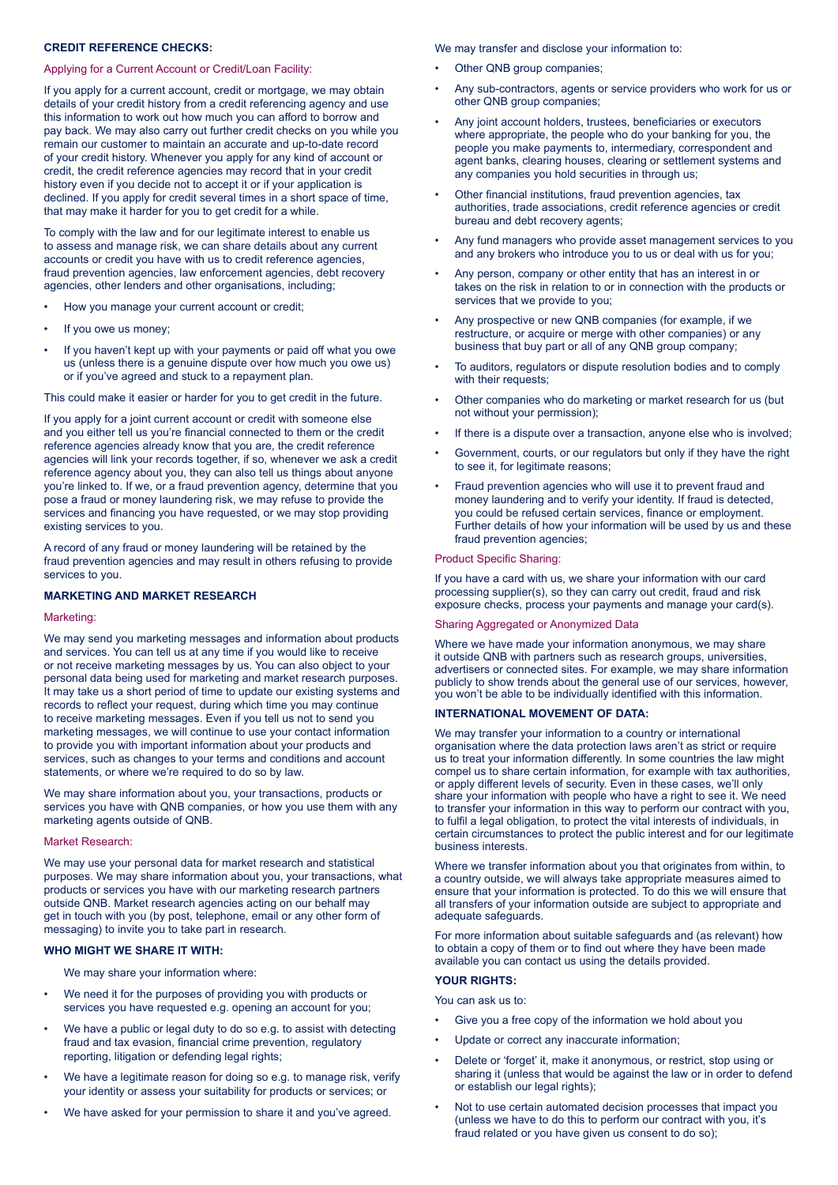## CREDIT REFERENCE CHECKS:

### Applying for a Current Account or Credit/Loan Facility:

If you apply for a current account, credit or mortgage, we may obtain details of your credit history from a credit referencing agency and use this information to work out how much you can afford to borrow and pay back. We may also carry out further credit checks on you while you remain our customer to maintain an accurate and up-to-date record of your credit history. Whenever you apply for any kind of account or credit, the credit reference agencies may record that in your credit history even if you decide not to accept it or if your application is declined. If you apply for credit several times in a short space of time, that may make it harder for you to get credit for a while.

To comply with the law and for our legitimate interest to enable us to assess and manage risk, we can share details about any current accounts or credit you have with us to credit reference agencies, fraud prevention agencies, law enforcement agencies, debt recovery agencies, other lenders and other organisations, including;

- How you manage your current account or credit;
- If you owe us money;
- If you haven't kept up with your payments or paid off what you owe us (unless there is a genuine dispute over how much you owe us) or if you've agreed and stuck to a repayment plan.

This could make it easier or harder for you to get credit in the future.

If you apply for a joint current account or credit with someone else and you either tell us you're financial connected to them or the credit reference agency already know that you are, the credit reference agencies will link your records together, if so, whenever we ask a credit reference agency about you, they can also tell us things about anyone you're linked to. If we, or a fraud prevention agency, determine that you pose a fraud or money laundering risk, we may refuse to provide the services and financing you have requested, or we may stop providing existing services to you.

A record of any fraud or money laundering will be retained by the fraud prevention agencies and may result in others refusing to provide services to you.

## MARKETING AND MARKET RESEARCH

### Marketing:

We may send you marketing messages and information about products and services. You can tell us at any time if you would like to receive or not receive marketing messages by us. You can also object to your personal data being used for marketing and market research purposes. It may take us a short period of time to update our existing systems and records to reflect your request, during which time you may continue to receive marketing messages. Even if you tell us not to send you marketing messages, we will continue to use your contact information to provide you with important information about your products and services, such as changes to your terms and conditions and account statements, or where we're required to do so by law.

We may share information about you, your transactions, products or services you have with QNB companies, or how you use them with any marketing agents outside of QNB.

### Market Research:

We may use your personal data for market research and statistical purposes. We may share information about you, your transactions, what products or services you have with our marketing research partners outside QNB. Market research agencies acting on our behalf may get in touch with you (by post, telephone, email or any other form of messaging) to invite you to take part in research.

## WHO MIGHT WE SHARE IT WITH:

We may share your information where:

- We need it for the purposes of providing you with products or services you have requested e.g. opening an account for you;
- We have a public or legal duty to do so e.g. to assist with detecting fraud and tax evasion, financial crime prevention, regulatory reporting, litigation or defending legal rights;
- We have a legitimate reason for doing so e.g. to manage risk, verify your identity or assess your suitability for products or services; or
- We have asked for your permission to share it and you've agreed.

We may transfer and disclose your information to:

- Other QNB group companies;
- Any sub-contractors, agents or service providers who work for us or other QNB group companies;
- Any joint account holders, trustees, beneficiaries or executors where appropriate, the people who do your banking for you, the people you make payments to, intermediary, correspondent and agent banks, clearing houses, clearing or settlement systems and any companies you hold securities in through us;
- Other financial institutions, fraud prevention agencies, tax authorities, trade associations, credit reference agencies or credit bureau and debt recovery agents;
- Any fund managers who provide asset management services to you and any brokers who introduce you to us or deal with us for you;
- Any person, company or other entity that has an interest in or takes on the risk in relation to or in connection with the products or services that we provide to you;
- Any prospective or new QNB companies (for example, if we restructure, or acquire or merge with other companies) or any business that buy part or all of any QNB group company;
- To auditors, regulators or dispute resolution bodies and to comply with their requests;
- Other companies who do marketing or market research for us (but not without your permission);
- If there is a dispute over a transaction, anyone else who is involved;
- Government, courts, or our regulators but only if they have the right to see it, for legitimate reasons;
- Fraud prevention agencies who will use it to prevent fraud and money laundering and to verify your identity. If fraud is detected, you could be refused certain services, finance or employment. Further details of how your information will be used by us and these fraud prevention agencies;

### Product Specific Sharing:

If you have a card with us, we share your information with our card processing supplier(s), so they can carry out credit, fraud and risk exposure checks, process your payments and manage your card(s).

### Sharing Aggregated or Anonymized Data

Where we have made your information anonymous, we may share it outside QNB with partners such as research groups, universities, advertisers or connected sites. For example, we may share information publicly to show trends about the general use of our services, however, you won't be able to be individually identified with this information.

## INTERNATIONAL MOVEMENT OF DATA:

We may transfer your information to a country or international organisation where the data protection laws aren't as strict or require us to treat your information differently. In some countries the law might compel us to share certain information, for example with tax authorities, or apply different levels of security. Even in these cases, we'll only share your information with people who have a right to see it. We need to transfer your information in this way to perform our contract with you, to fulfil a legal obligation, to protect the vital interests of individuals, in certain circumstances to protect the public interest and for our legitimate business interests.

Where we transfer information about you that originates from within, to a country outside, we will always take appropriate measures aimed to ensure that your information is protected. To do this we will ensure that all transfers of your information outside are subject to appropriate and adequate safeguards.

For more information about suitable safeguards and (as relevant) how to obtain a copy of them or to find out where they have been made available you can contact us using the details provided.

## YOUR RIGHTS:

You can ask us to:

- Give you a free copy of the information we hold about you
- Update or correct any inaccurate information;
- Delete or 'forget' it, make it anonymous, or restrict, stop using or sharing it (unless that would be against the law or in order to defend or establish our legal rights);
- Not to use certain automated decision processes that impact you (unless we have to do this to perform our contract with you, it's fraud related or you have given us consent to do so);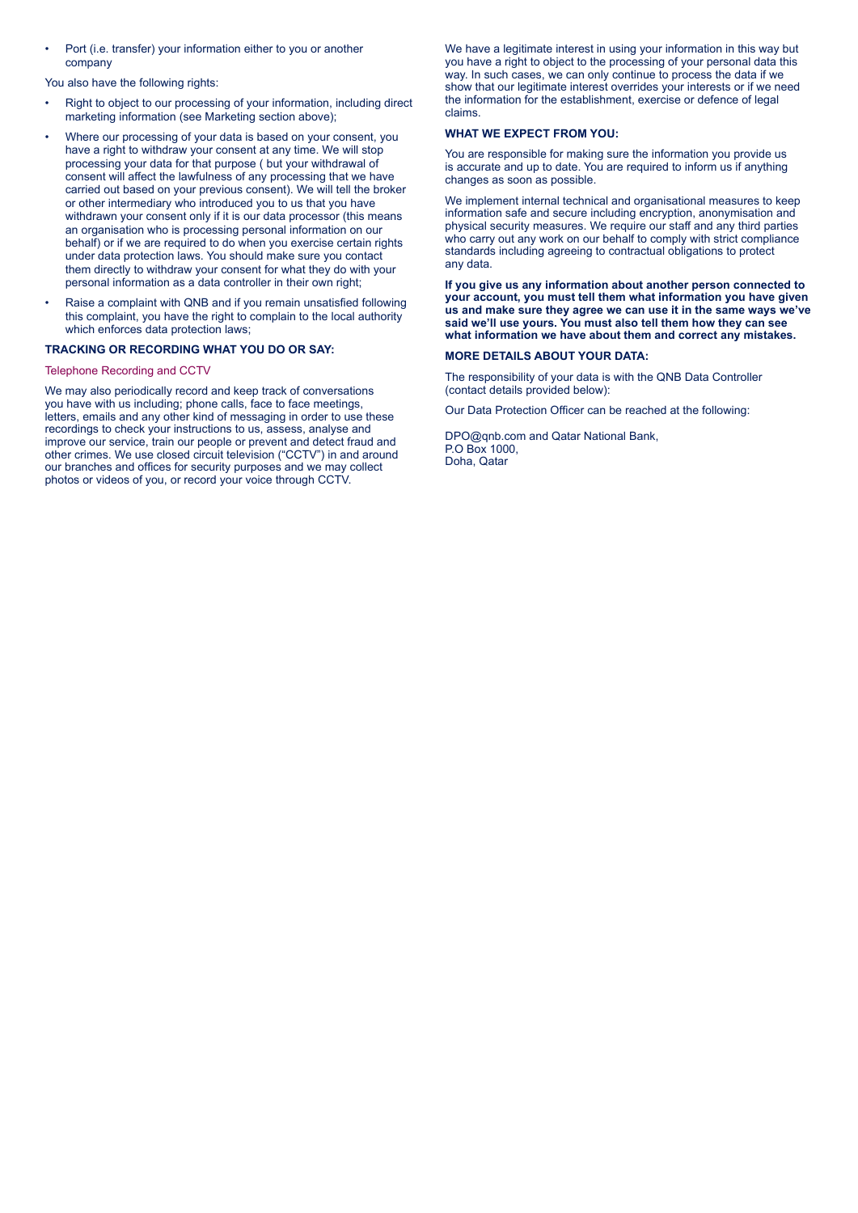- Port (i.e. transfer) your information either to you or another company

You also have the following rights:

- Right to object to our processing of your information, including direct marketing information (see Marketing section above);
- Where our processing of your data is based on your consent, you have a right to withdraw your consent at any time. We will stop processing your data for that purpose ( but your withdrawal of consent will affect the lawfulness of any processing that we have carried out based on your previous consent). We will tell the broker or other intermediary who introduced you to us that you have withdrawn your consent only if it is our data processor (this means an organisation who is processing personal information on our behalf) or if we are required to do when you exercise certain rights under data protection laws. You should make sure you contact them directly to withdraw your consent for what they do with your personal information as a data controller in their own right;
- Raise a complaint with QNB and if you remain unsatisfied following this complaint, you have the right to complain to the local authority which enforces data protection laws;

**TRACKING OR RECORDING WHAT YOU DO OR SAY:**

Telephone Recording and CCTV

We may also periodically record and keep track of conversations you have with us including; phone calls, face to face meetings, letters, emails and any other kind of messaging in order to use these recordings to check your instructions to us, assess, analyse and improve our service, train our people or prevent and detect fraud and other crimes. We use closed circuit television ("CCTV") in and around our branches and offices for security purposes and we may collect photos or videos of you, or record your voice through CCTV.

We have a legitimate interest in using your information in this way but you have a right to object to the processing of your personal data this way. In such cases, we can only continue to process the data if we show that our legitimate interest overrides your interests or if we need the information for the establishment, exercise or defence of legal claims.

**WHAT WE EXPECT FROM YOU:**

You are responsible for making sure the information you provide us is accurate and up to date. You are required to inform us if anything changes as soon as possible.

We implement internal technical and organisational measures to keep information safe and secure including encryption, anonymisation and physical security measures. We require our staff and any third parties who carry out any work on our behalf to comply with strict compliance standards including agreeing to contractual obligations to protect any data.

**If you give us any information about another person connected to your account, you must tell them what information you have given us and make sure they agree we can use it in the same ways we've said we'll use yours. You must also tell them how they can see what information we have about them and correct any mistakes.**

**MORE DETAILS ABOUT YOUR DATA:**

The responsibility of your data is with the QNB Data Controller (contact details provided below):

Our Data Protection Officer can be reached at the following:

DPO@qnb.com and Qatar National Bank,
P.O Box 1000,
Doha, Qatar